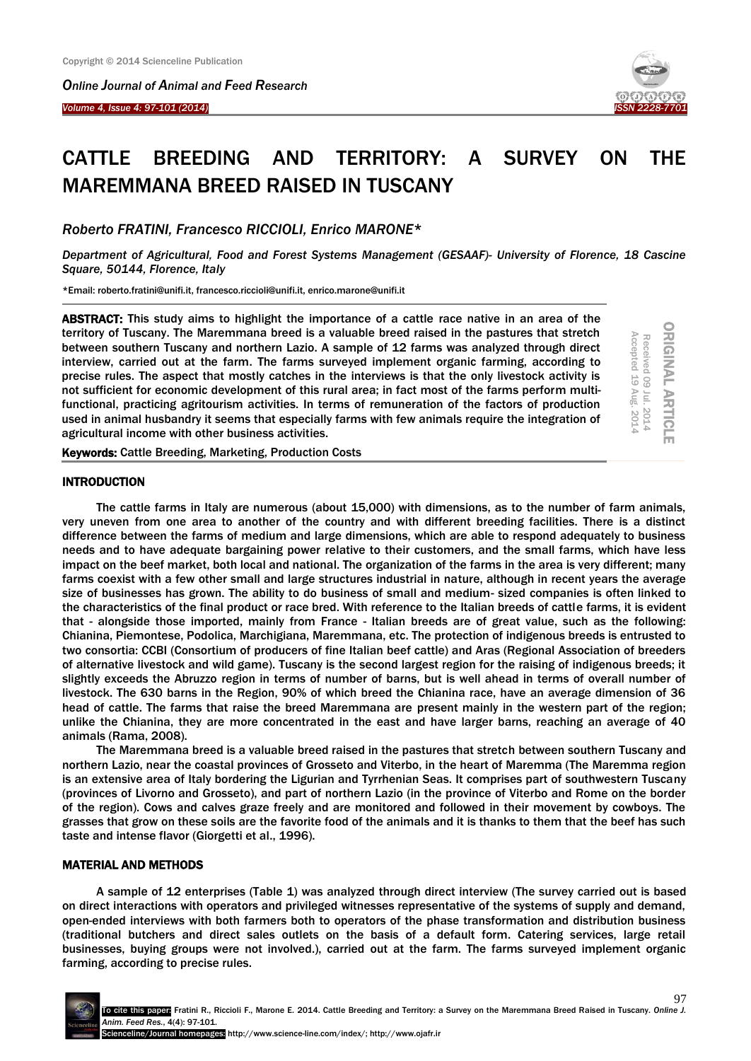# CATTLE BREEDING AND TERRITORY: A SURVEY ON THE MAREMMANA BREED RAISED IN TUSCANY

*Roberto FRATINI, Francesco RICCIOLI, Enrico MARONE\**

*Department of Agricultural, Food and Forest Systems Management (GESAAF)- University of Florence, 18 Cascine Square, 50144, Florence, Italy*

\*Email: roberto.fratini@unifi.it, francesco.riccioli@unifi.it, enrico.marone@unifi.it

ORIGINAL ARTICLE
Received 09 Jul. 2014
Accepted 19 Aug. 2014

**ABSTRACT:** This study aims to highlight the importance of a cattle race native in an area of the territory of Tuscany. The Maremmana breed is a valuable breed raised in the pastures that stretch between southern Tuscany and northern Lazio. A sample of 12 farms was analyzed through direct interview, carried out at the farm. The farms surveyed implement organic farming, according to precise rules. The aspect that mostly catches in the interviews is that the only livestock activity is not sufficient for economic development of this rural area; in fact most of the farms perform multi-functional, practicing agritourism activities. In terms of remuneration of the factors of production used in animal husbandry it seems that especially farms with few animals require the integration of agricultural income with other business activities.

**Keywords:** Cattle Breeding, Marketing, Production Costs

## INTRODUCTION

The cattle farms in Italy are numerous (about 15,000) with dimensions, as to the number of farm animals, very uneven from one area to another of the country and with different breeding facilities. There is a distinct difference between the farms of medium and large dimensions, which are able to respond adequately to business needs and to have adequate bargaining power relative to their customers, and the small farms, which have less impact on the beef market, both local and national. The organization of the farms in the area is very different; many farms coexist with a few other small and large structures industrial in nature, although in recent years the average size of businesses has grown. The ability to do business of small and medium- sized companies is often linked to the characteristics of the final product or race bred. With reference to the Italian breeds of cattle farms, it is evident that - alongside those imported, mainly from France - Italian breeds are of great value, such as the following: Chianina, Piemontese, Podolica, Marchigiana, Maremmana, etc. The protection of indigenous breeds is entrusted to two consortia: CCBI (Consortium of producers of fine Italian beef cattle) and Aras (Regional Association of breeders of alternative livestock and wild game). Tuscany is the second largest region for the raising of indigenous breeds; it slightly exceeds the Abruzzo region in terms of number of barns, but is well ahead in terms of overall number of livestock. The 630 barns in the Region, 90% of which breed the Chianina race, have an average dimension of 36 head of cattle. The farms that raise the breed Maremmana are present mainly in the western part of the region; unlike the Chianina, they are more concentrated in the east and have larger barns, reaching an average of 40 animals (Rama, 2008).

The Maremmana breed is a valuable breed raised in the pastures that stretch between southern Tuscany and northern Lazio, near the coastal provinces of Grosseto and Viterbo, in the heart of Maremma (The Maremma region is an extensive area of Italy bordering the Ligurian and Tyrrhenian Seas. It comprises part of southwestern Tuscany (provinces of Livorno and Grosseto), and part of northern Lazio (in the province of Viterbo and Rome on the border of the region). Cows and calves graze freely and are monitored and followed in their movement by cowboys. The grasses that grow on these soils are the favorite food of the animals and it is thanks to them that the beef has such taste and intense flavor (Giorgetti et al., 1996).

## MATERIAL AND METHODS

A sample of 12 enterprises (Table 1) was analyzed through direct interview (The survey carried out is based on direct interactions with operators and privileged witnesses representative of the systems of supply and demand, open-ended interviews with both farmers both to operators of the phase transformation and distribution business (traditional butchers and direct sales outlets on the basis of a default form. Catering services, large retail businesses, buying groups were not involved.), carried out at the farm. The farms surveyed implement organic farming, according to precise rules.

To cite this paper: Fratini R., Riccioli F., Marone E. 2014. Cattle Breeding and Territory: a Survey on the Maremmana Breed Raised in Tuscany. *Online J. Anim. Feed Res.*, 4(4): 97-101.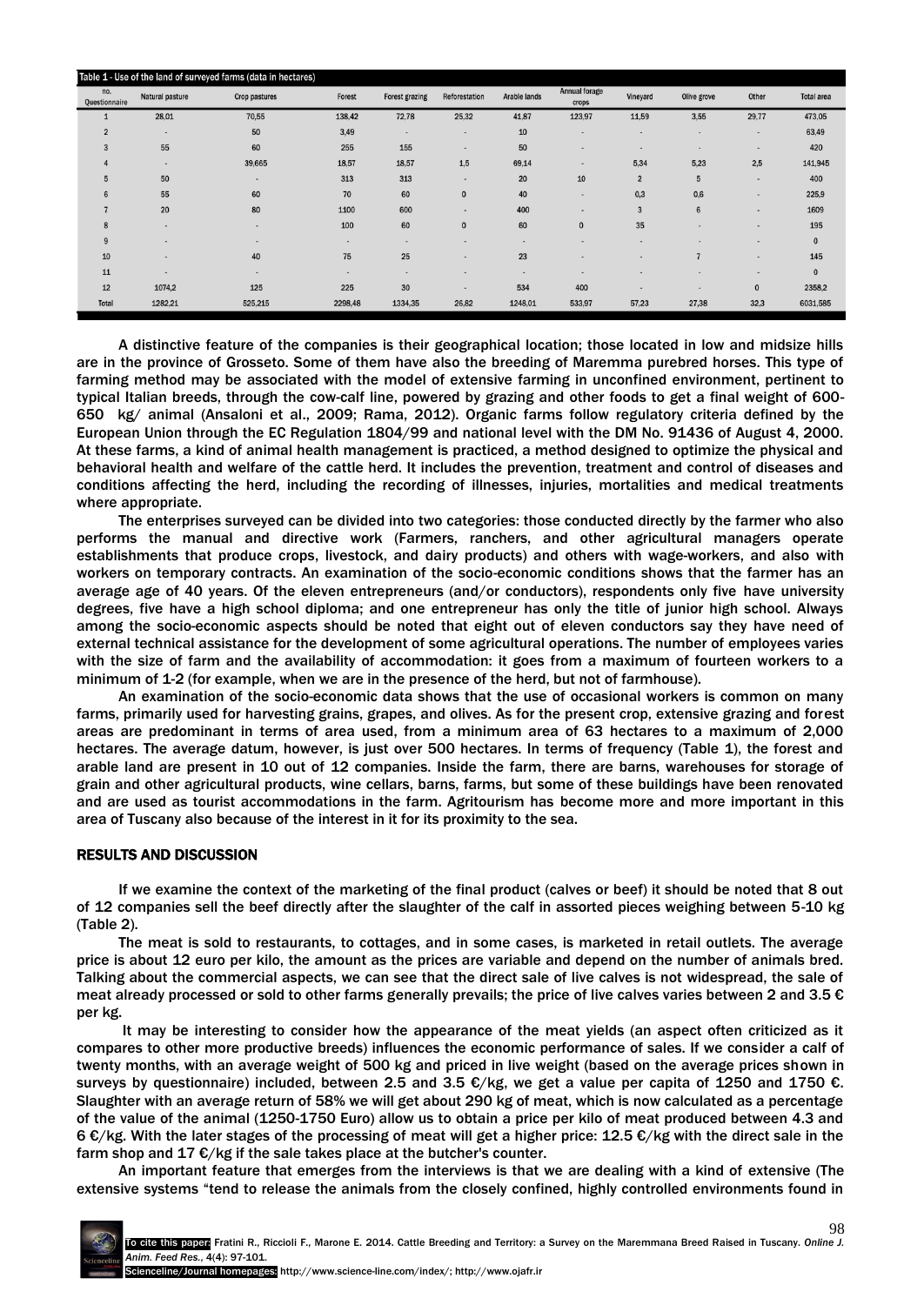Table 1 - Use of the land of surveyed farms (data in hectares)

| no. Questionnaire | Natural pasture | Crop pastures | Forest | Forest grazing | Reforestation | Arable lands | Annual forage crops | Vineyard | Olive grove | Other | Total area |
|---|---|---|---|---|---|---|---|---|---|---|---|
| 1 | 28,01 | 70,55 | 138,42 | 72,78 | 25,32 | 41,87 | 123,97 | 11,59 | 3,55 | 29,77 | 473,05 |
| 2 | - | 50 | 3,49 | - | - | 10 | - | - | - | - | 63,49 |
| 3 | 55 | 60 | 255 | 155 | - | 50 | - | - | - | - | 420 |
| 4 | - | 39,665 | 18,57 | 18,57 | 1,5 | 69,14 | - | 5,34 | 5,23 | 2,5 | 141,945 |
| 5 | 50 | - | 313 | 313 | - | 20 | 10 | 2 | 5 | - | 400 |
| 6 | 55 | 60 | 70 | 60 | 0 | 40 | - | 0,3 | 0,6 | - | 225,9 |
| 7 | 20 | 80 | 1100 | 600 | - | 400 | - | 3 | 6 | - | 1609 |
| 8 | - | - | 100 | 60 | 0 | 60 | 0 | 35 | - | - | 195 |
| 9 | - | - | - | - | - | - | - | - | - | - | 0 |
| 10 | - | 40 | 75 | 25 | - | 23 | - | - | 7 | - | 145 |
| 11 | - | - | - | - | - | - | - | - | - | - | 0 |
| 12 | 1074,2 | 125 | 225 | 30 | - | 534 | 400 | - | - | 0 | 2358,2 |
| Total | 1282,21 | 525,215 | 2298,48 | 1334,35 | 26,82 | 1248,01 | 533,97 | 57,23 | 27,38 | 32,3 | 6031,585 |

A distinctive feature of the companies is their geographical location; those located in low and midsize hills are in the province of Grosseto. Some of them have also the breeding of Maremma purebred horses. This type of farming method may be associated with the model of extensive farming in unconfined environment, pertinent to typical Italian breeds, through the cow-calf line, powered by grazing and other foods to get a final weight of 600-650 kg/ animal (Ansaloni et al., 2009; Rama, 2012). Organic farms follow regulatory criteria defined by the European Union through the EC Regulation 1804/99 and national level with the DM No. 91436 of August 4, 2000. At these farms, a kind of animal health management is practiced, a method designed to optimize the physical and behavioral health and welfare of the cattle herd. It includes the prevention, treatment and control of diseases and conditions affecting the herd, including the recording of illnesses, injuries, mortalities and medical treatments where appropriate.

The enterprises surveyed can be divided into two categories: those conducted directly by the farmer who also performs the manual and directive work (Farmers, ranchers, and other agricultural managers operate establishments that produce crops, livestock, and dairy products) and others with wage-workers, and also with workers on temporary contracts. An examination of the socio-economic conditions shows that the farmer has an average age of 40 years. Of the eleven entrepreneurs (and/or conductors), respondents only five have university degrees, five have a high school diploma; and one entrepreneur has only the title of junior high school. Always among the socio-economic aspects should be noted that eight out of eleven conductors say they have need of external technical assistance for the development of some agricultural operations. The number of employees varies with the size of farm and the availability of accommodation: it goes from a maximum of fourteen workers to a minimum of 1-2 (for example, when we are in the presence of the herd, but not of farmhouse).

An examination of the socio-economic data shows that the use of occasional workers is common on many farms, primarily used for harvesting grains, grapes, and olives. As for the present crop, extensive grazing and forest areas are predominant in terms of area used, from a minimum area of 63 hectares to a maximum of 2,000 hectares. The average datum, however, is just over 500 hectares. In terms of frequency (Table 1), the forest and arable land are present in 10 out of 12 companies. Inside the farm, there are barns, warehouses for storage of grain and other agricultural products, wine cellars, barns, farms, but some of these buildings have been renovated and are used as tourist accommodations in the farm. Agritourism has become more and more important in this area of Tuscany also because of the interest in it for its proximity to the sea.

## RESULTS AND DISCUSSION

If we examine the context of the marketing of the final product (calves or beef) it should be noted that 8 out of 12 companies sell the beef directly after the slaughter of the calf in assorted pieces weighing between 5-10 kg (Table 2).

The meat is sold to restaurants, to cottages, and in some cases, is marketed in retail outlets. The average price is about 12 euro per kilo, the amount as the prices are variable and depend on the number of animals bred. Talking about the commercial aspects, we can see that the direct sale of live calves is not widespread, the sale of meat already processed or sold to other farms generally prevails; the price of live calves varies between 2 and 3.5 € per kg.

It may be interesting to consider how the appearance of the meat yields (an aspect often criticized as it compares to other more productive breeds) influences the economic performance of sales. If we consider a calf of twenty months, with an average weight of 500 kg and priced in live weight (based on the average prices shown in surveys by questionnaire) included, between 2.5 and 3.5 €/kg, we get a value per capita of 1250 and 1750 €. Slaughter with an average return of 58% we will get about 290 kg of meat, which is now calculated as a percentage of the value of the animal (1250-1750 Euro) allow us to obtain a price per kilo of meat produced between 4.3 and 6 €/kg. With the later stages of the processing of meat will get a higher price: 12.5 €/kg with the direct sale in the farm shop and 17 €/kg if the sale takes place at the butcher's counter.

An important feature that emerges from the interviews is that we are dealing with a kind of extensive (The extensive systems "tend to release the animals from the closely confined, highly controlled environments found in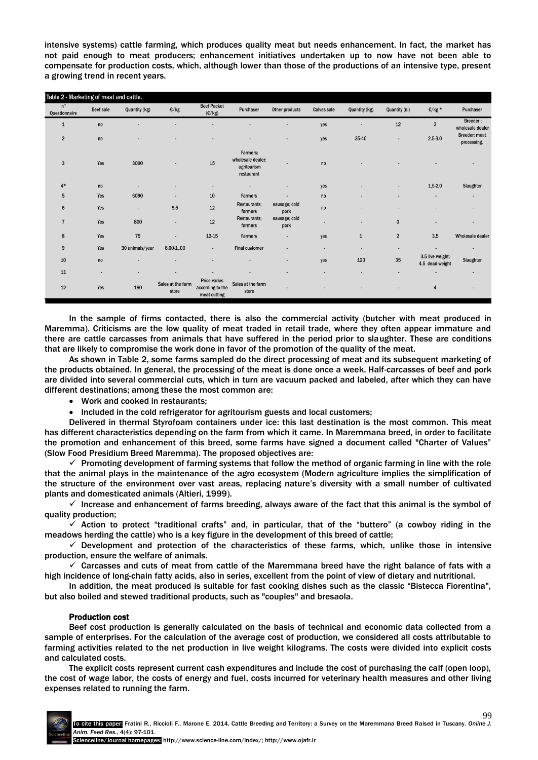intensive systems) cattle farming, which produces quality meat but needs enhancement. In fact, the market has not paid enough to meat producers; enhancement initiatives undertaken up to now have not been able to compensate for production costs, which, although lower than those of the productions of an intensive type, present a growing trend in recent years.

Table 2 - Marketing of meat and cattle.

| n° Questionnaire | Beef sale | Quantity (kg) | €/kg | Beef Packet (€/kg) | Purchaser | Other products | Calves sale | Quantity (kg) | Quantity (n.) | €/kg * | Purchaser |
|---|---|---|---|---|---|---|---|---|---|---|---|
| 1 | no | - | - | - | - | - | yes | - | 12 | 3 | Breeder ; wholesale dealer |
| 2 | no | - | - | - | - | - | yes | 35-40 | - | 2.5-3.0 | Breeder; meat processing. |
| 3 | Yes | 3000 | - | 15 | Farmers; wholesale dealer; agritourism restaurant | - | no | - | - | - | - |
| 4* | no | - | - | - | - | - | yes | - | - | 1,5-2,0 | Slaughter |
| 5 | Yes | 6090 | - | 10 | Farmers | - | no | - | - | - | - |
| 6 | Yes | - | 9,5 | 12 | Restaurants; farmers | sausage; cold pork | no | - | - | - | - |
| 7 | Yes | 800 | - | 12 | Restaurants; farmers | sausage; cold pork | - | - | 0 | - | - |
| 8 | Yes | 75 | - | 12-15 | Farmers | - | yes | 1 | 2 | 3,5 | Wholesale dealer |
| 9 | Yes | 30 animals/year | 6,00-1,.00 | - | Final customer | - | - | - | - | - | - |
| 10 | no | - | - | - | - | - | yes | 120 | 35 | 3.5 live weight; 4.5 dead weight | Slaughter |
| 11 | - | - | - | - | - | - | - | - | - | - | - |
| 12 | Yes | 190 | Sales at the farm store | Price varies according to the meat cutting | Sales at the farm store | - | - | - | - | 4 | - |

In the sample of firms contacted, there is also the commercial activity (butcher with meat produced in Maremma). Criticisms are the low quality of meat traded in retail trade, where they often appear immature and there are cattle carcasses from animals that have suffered in the period prior to slaughter. These are conditions that are likely to compromise the work done in favor of the promotion of the quality of the meat.

As shown in Table 2, some farms sampled do the direct processing of meat and its subsequent marketing of the products obtained. In general, the processing of the meat is done once a week. Half-carcasses of beef and pork are divided into several commercial cuts, which in turn are vacuum packed and labeled, after which they can have different destinations; among these the most common are:

- Work and cooked in restaurants;
- Included in the cold refrigerator for agritourism guests and local customers;

Delivered in thermal Styrofoam containers under ice: this last destination is the most common. This meat has different characteristics depending on the farm from which it came. In Maremmana breed, in order to facilitate the promotion and enhancement of this breed, some farms have signed a document called "Charter of Values" (Slow Food Presidium Breed Maremma). The proposed objectives are:

- ✓ Promoting development of farming systems that follow the method of organic farming in line with the role that the animal plays in the maintenance of the agro ecosystem (Modern agriculture implies the simplification of the structure of the environment over vast areas, replacing nature's diversity with a small number of cultivated plants and domesticated animals (Altieri, 1999).
- ✓ Increase and enhancement of farms breeding, always aware of the fact that this animal is the symbol of quality production;
- ✓ Action to protect "traditional crafts" and, in particular, that of the "buttero" (a cowboy riding in the meadows herding the cattle) who is a key figure in the development of this breed of cattle;
- ✓ Development and protection of the characteristics of these farms, which, unlike those in intensive production, ensure the welfare of animals.
- ✓ Carcasses and cuts of meat from cattle of the Maremmana breed have the right balance of fats with a high incidence of long-chain fatty acids, also in series, excellent from the point of view of dietary and nutritional.

In addition, the meat produced is suitable for fast cooking dishes such as the classic "Bistecca Fiorentina", but also boiled and stewed traditional products, such as "couples" and bresaola.

### Production cost

Beef cost production is generally calculated on the basis of technical and economic data collected from a sample of enterprises. For the calculation of the average cost of production, we considered all costs attributable to farming activities related to the net production in live weight kilograms. The costs were divided into explicit costs and calculated costs.

The explicit costs represent current cash expenditures and include the cost of purchasing the calf (open loop), the cost of wage labor, the costs of energy and fuel, costs incurred for veterinary health measures and other living expenses related to running the farm.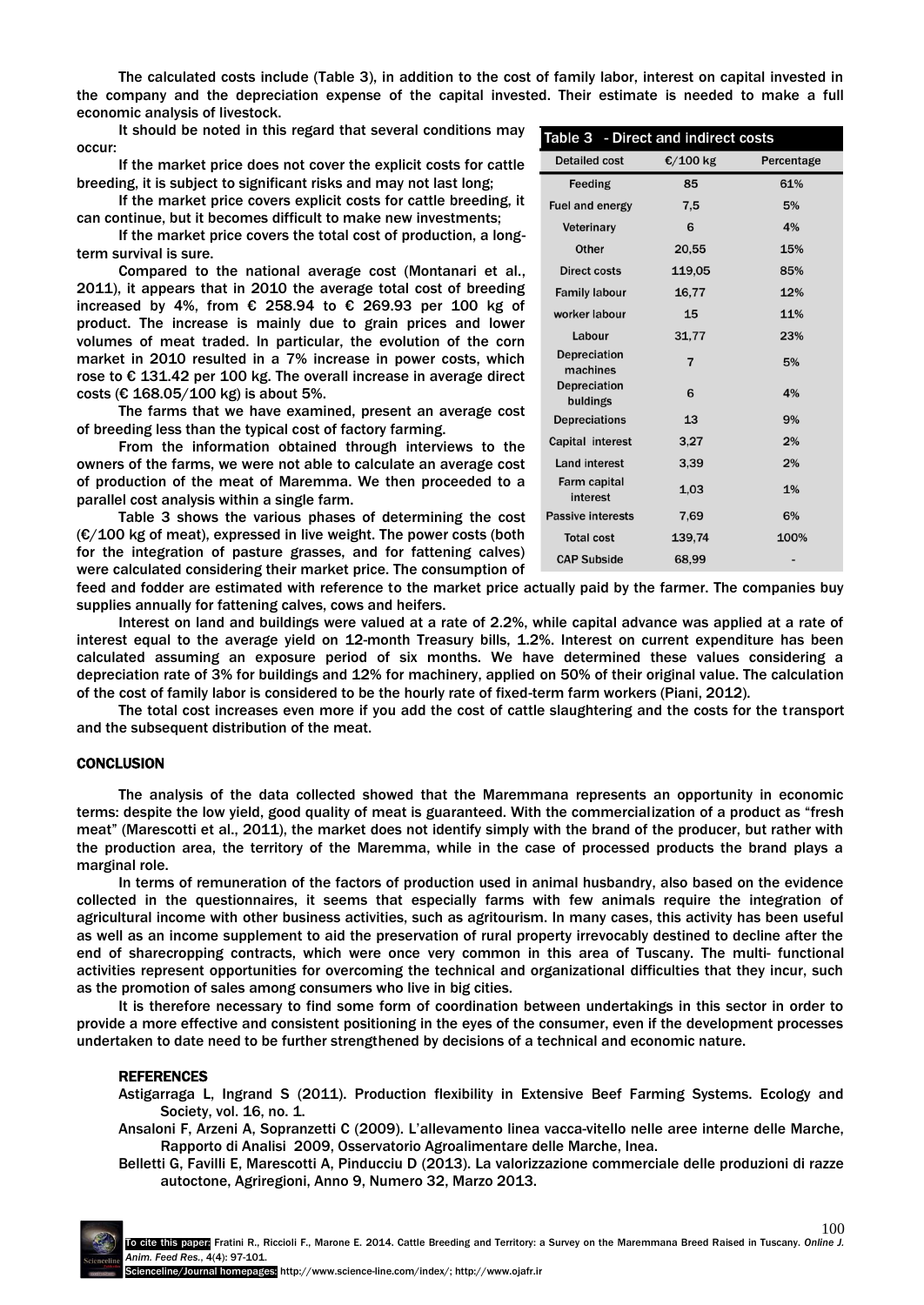The calculated costs include (Table 3), in addition to the cost of family labor, interest on capital invested in the company and the depreciation expense of the capital invested. Their estimate is needed to make a full economic analysis of livestock.

It should be noted in this regard that several conditions may occur:

If the market price does not cover the explicit costs for cattle breeding, it is subject to significant risks and may not last long;

If the market price covers explicit costs for cattle breeding, it can continue, but it becomes difficult to make new investments;

If the market price covers the total cost of production, a long-term survival is sure.

Compared to the national average cost (Montanari et al., 2011), it appears that in 2010 the average total cost of breeding increased by 4%, from € 258.94 to € 269.93 per 100 kg of product. The increase is mainly due to grain prices and lower volumes of meat traded. In particular, the evolution of the corn market in 2010 resulted in a 7% increase in power costs, which rose to € 131.42 per 100 kg. The overall increase in average direct costs (€ 168.05/100 kg) is about 5%.

The farms that we have examined, present an average cost of breeding less than the typical cost of factory farming.

From the information obtained through interviews to the owners of the farms, we were not able to calculate an average cost of production of the meat of Maremma. We then proceeded to a parallel cost analysis within a single farm.

Table 3 shows the various phases of determining the cost (€/100 kg of meat), expressed in live weight. The power costs (both for the integration of pasture grasses, and for fattening calves) were calculated considering their market price. The consumption of feed and fodder are estimated with reference to the market price actually paid by the farmer. The companies buy supplies annually for fattening calves, cows and heifers.

**Table 3** - Direct and indirect costs

| Detailed cost | €/100 kg | Percentage |
|---|---|---|
| Feeding | 85 | 61% |
| Fuel and energy | 7,5 | 5% |
| Veterinary | 6 | 4% |
| Other | 20,55 | 15% |
| Direct costs | 119,05 | 85% |
| Family labour | 16,77 | 12% |
| worker labour | 15 | 11% |
| Labour | 31,77 | 23% |
| Depreciation machines | 7 | 5% |
| Depreciation buildings | 6 | 4% |
| Depreciations | 13 | 9% |
| Capital interest | 3,27 | 2% |
| Land interest | 3,39 | 2% |
| Farm capital interest | 1,03 | 1% |
| Passive interests | 7,69 | 6% |
| Total cost | 139,74 | 100% |
| CAP Subside | 68,99 | - |

Interest on land and buildings were valued at a rate of 2.2%, while capital advance was applied at a rate of interest equal to the average yield on 12-month Treasury bills, 1.2%. Interest on current expenditure has been calculated assuming an exposure period of six months. We have determined these values considering a depreciation rate of 3% for buildings and 12% for machinery, applied on 50% of their original value. The calculation of the cost of family labor is considered to be the hourly rate of fixed-term farm workers (Piani, 2012).

The total cost increases even more if you add the cost of cattle slaughtering and the costs for the transport and the subsequent distribution of the meat.

## CONCLUSION

The analysis of the data collected showed that the Maremmana represents an opportunity in economic terms: despite the low yield, good quality of meat is guaranteed. With the commercialization of a product as "fresh meat" (Marescotti et al., 2011), the market does not identify simply with the brand of the producer, but rather with the production area, the territory of the Maremma, while in the case of processed products the brand plays a marginal role.

In terms of remuneration of the factors of production used in animal husbandry, also based on the evidence collected in the questionnaires, it seems that especially farms with few animals require the integration of agricultural income with other business activities, such as agritourism. In many cases, this activity has been useful as well as an income supplement to aid the preservation of rural property irrevocably destined to decline after the end of sharecropping contracts, which were once very common in this area of Tuscany. The multi- functional activities represent opportunities for overcoming the technical and organizational difficulties that they incur, such as the promotion of sales among consumers who live in big cities.

It is therefore necessary to find some form of coordination between undertakings in this sector in order to provide a more effective and consistent positioning in the eyes of the consumer, even if the development processes undertaken to date need to be further strengthened by decisions of a technical and economic nature.

### REFERENCES

Astigarraga L, Ingrand S (2011). Production flexibility in Extensive Beef Farming Systems. Ecology and Society, vol. 16, no. 1.

Ansaloni F, Arzeni A, Sopranzetti C (2009). L'allevamento linea vacca-vitello nelle aree interne delle Marche, Rapporto di Analisi 2009, Osservatorio Agroalimentare delle Marche, Inea.

Belletti G, Favilli E, Marescotti A, Pinducciu D (2013). La valorizzazione commerciale delle produzioni di razze autoctone, Agriregioni, Anno 9, Numero 32, Marzo 2013.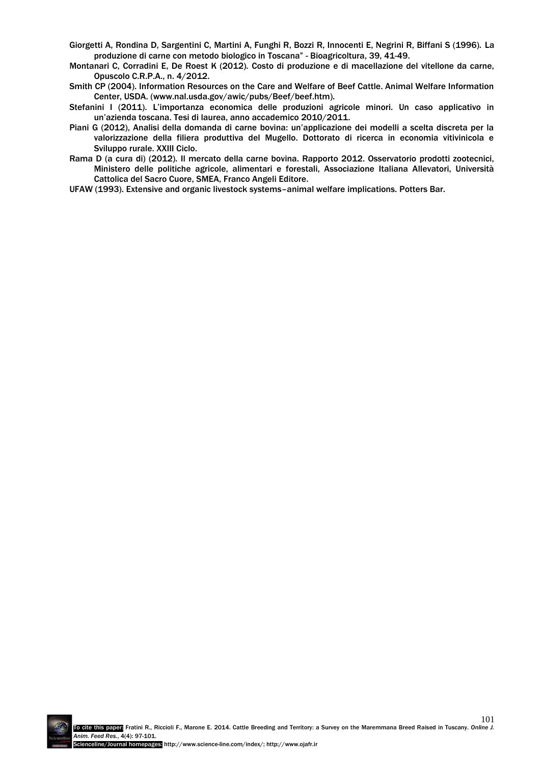Giorgetti A, Rondina D, Sargentini C, Martini A, Funghi R, Bozzi R, Innocenti E, Negrini R, Biffani S (1996). La produzione di carne con metodo biologico in Toscana" - Bioagricoltura, 39, 41-49.

Montanari C, Corradini E, De Roest K (2012). Costo di produzione e di macellazione del vitellone da carne, Opuscolo C.R.P.A., n. 4/2012.

Smith CP (2004). Information Resources on the Care and Welfare of Beef Cattle. Animal Welfare Information Center, USDA. (www.nal.usda.gov/awic/pubs/Beef/beef.htm).

Stefanini I (2011). L'importanza economica delle produzioni agricole minori. Un caso applicativo in un'azienda toscana. Tesi di laurea, anno accademico 2010/2011.

Piani G (2012), Analisi della domanda di carne bovina: un'applicazione dei modelli a scelta discreta per la valorizzazione della filiera produttiva del Mugello. Dottorato di ricerca in economia vitivinicola e Sviluppo rurale. XXIII Ciclo.

Rama D (a cura di) (2012). Il mercato della carne bovina. Rapporto 2012. Osservatorio prodotti zootecnici, Ministero delle politiche agricole, alimentari e forestali, Associazione Italiana Allevatori, Università Cattolica del Sacro Cuore, SMEA, Franco Angeli Editore.

UFAW (1993). Extensive and organic livestock systems–animal welfare implications. Potters Bar.